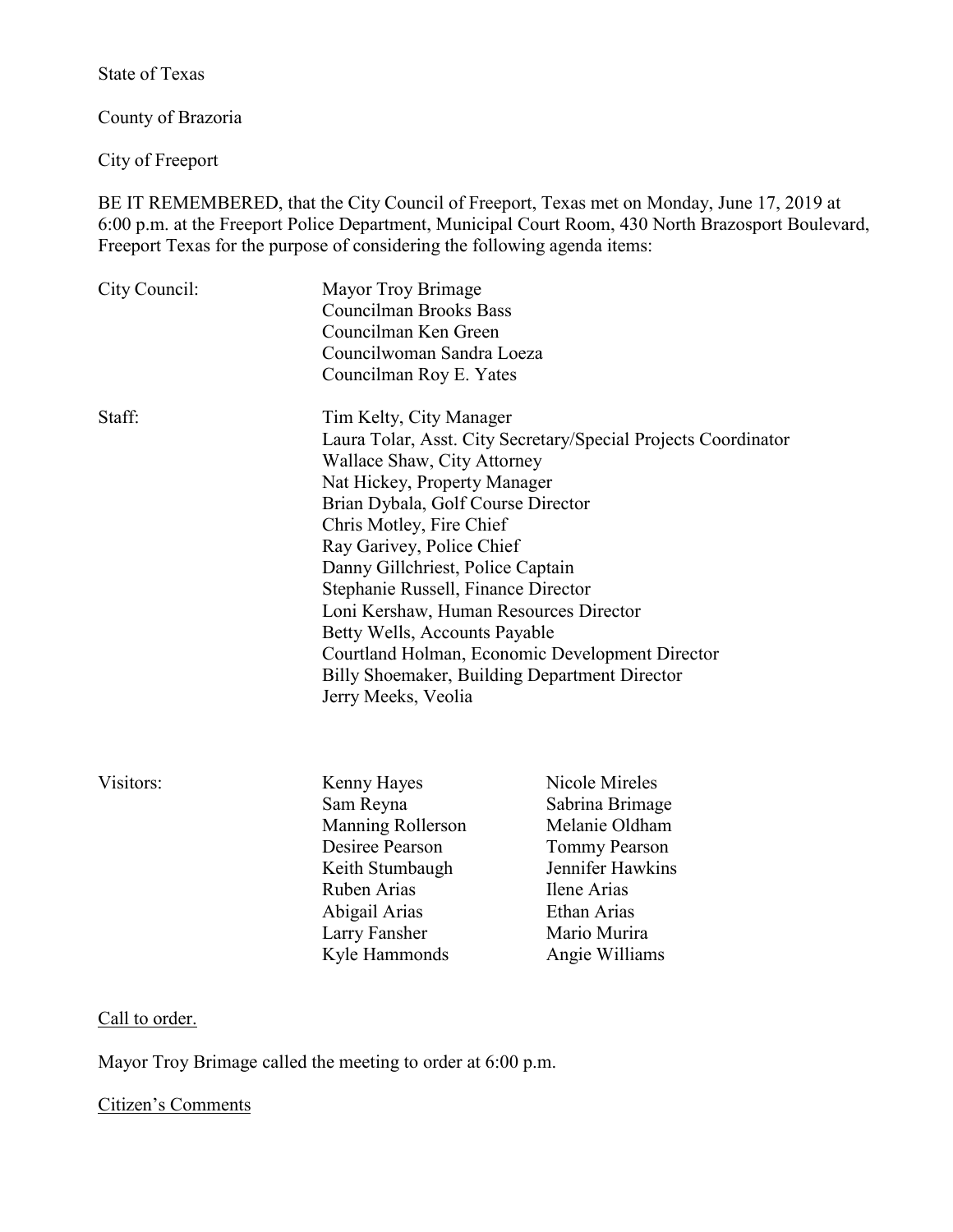State of Texas

County of Brazoria

City of Freeport

BE IT REMEMBERED, that the City Council of Freeport, Texas met on Monday, June 17, 2019 at 6:00 p.m. at the Freeport Police Department, Municipal Court Room, 430 North Brazosport Boulevard, Freeport Texas for the purpose of considering the following agenda items:

| City Council: | Mayor Troy Brimage<br>Councilman Brooks Bass<br>Councilman Ken Green<br>Councilwoman Sandra Loeza<br>Councilman Roy E. Yates |
|---|---|
| Staff: | Tim Kelty, City Manager<br>Laura Tolar, Asst. City Secretary/Special Projects Coordinator<br>Wallace Shaw, City Attorney<br>Nat Hickey, Property Manager<br>Brian Dybala, Golf Course Director<br>Chris Motley, Fire Chief<br>Ray Garivey, Police Chief<br>Danny Gillchriest, Police Captain<br>Stephanie Russell, Finance Director<br>Loni Kershaw, Human Resources Director<br>Betty Wells, Accounts Payable<br>Courtland Holman, Economic Development Director<br>Billy Shoemaker, Building Department Director<br>Jerry Meeks, Veolia |

| Visitors: | | |
|---|---|---|
| | Kenny Hayes | Nicole Mireles |
| | Sam Reyna | Sabrina Brimage |
| | Manning Rollerson | Melanie Oldham |
| | Desiree Pearson | Tommy Pearson |
| | Keith Stumbaugh | Jennifer Hawkins |
| | Ruben Arias | Ilene Arias |
| | Abigail Arias | Ethan Arias |
| | Larry Fansher | Mario Murira |
| | Kyle Hammonds | Angie Williams |

Call to order.

Mayor Troy Brimage called the meeting to order at 6:00 p.m.

Citizen's Comments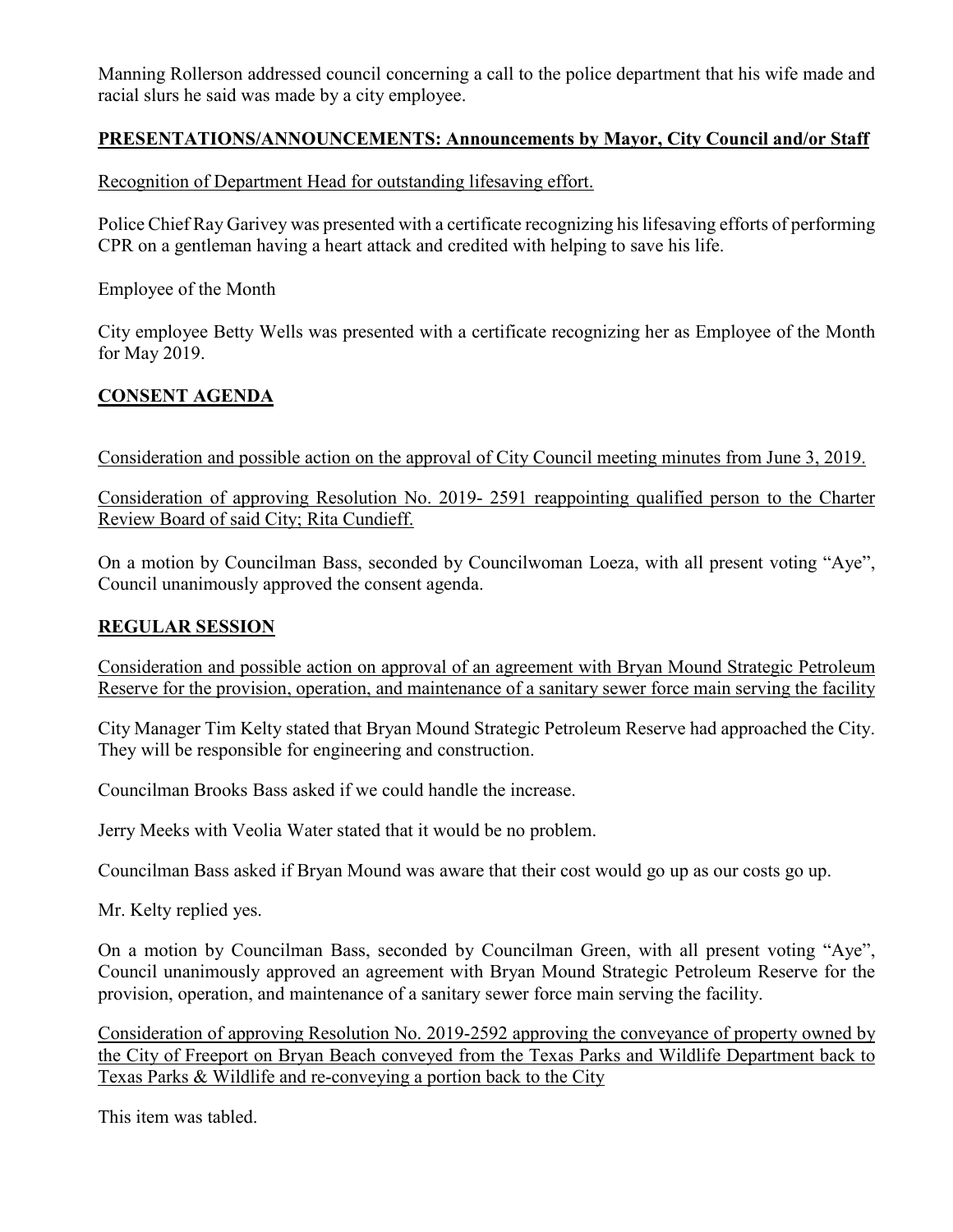Manning Rollerson addressed council concerning a call to the police department that his wife made and racial slurs he said was made by a city employee.

## **PRESENTATIONS/ANNOUNCEMENTS: Announcements by Mayor, City Council and/or Staff**

Recognition of Department Head for outstanding lifesaving effort.

Police Chief Ray Garivey was presented with a certificate recognizing his lifesaving efforts of performing CPR on a gentleman having a heart attack and credited with helping to save his life.

Employee of the Month

City employee Betty Wells was presented with a certificate recognizing her as Employee of the Month for May 2019.

## **CONSENT AGENDA**

Consideration and possible action on the approval of City Council meeting minutes from June 3, 2019.

Consideration of approving Resolution No. 2019- 2591 reappointing qualified person to the Charter Review Board of said City; Rita Cundieff.

On a motion by Councilman Bass, seconded by Councilwoman Loeza, with all present voting "Aye", Council unanimously approved the consent agenda.

## **REGULAR SESSION**

Consideration and possible action on approval of an agreement with Bryan Mound Strategic Petroleum Reserve for the provision, operation, and maintenance of a sanitary sewer force main serving the facility

City Manager Tim Kelty stated that Bryan Mound Strategic Petroleum Reserve had approached the City. They will be responsible for engineering and construction.

Councilman Brooks Bass asked if we could handle the increase.

Jerry Meeks with Veolia Water stated that it would be no problem.

Councilman Bass asked if Bryan Mound was aware that their cost would go up as our costs go up.

Mr. Kelty replied yes.

On a motion by Councilman Bass, seconded by Councilman Green, with all present voting "Aye", Council unanimously approved an agreement with Bryan Mound Strategic Petroleum Reserve for the provision, operation, and maintenance of a sanitary sewer force main serving the facility.

Consideration of approving Resolution No. 2019-2592 approving the conveyance of property owned by the City of Freeport on Bryan Beach conveyed from the Texas Parks and Wildlife Department back to Texas Parks & Wildlife and re-conveying a portion back to the City

This item was tabled.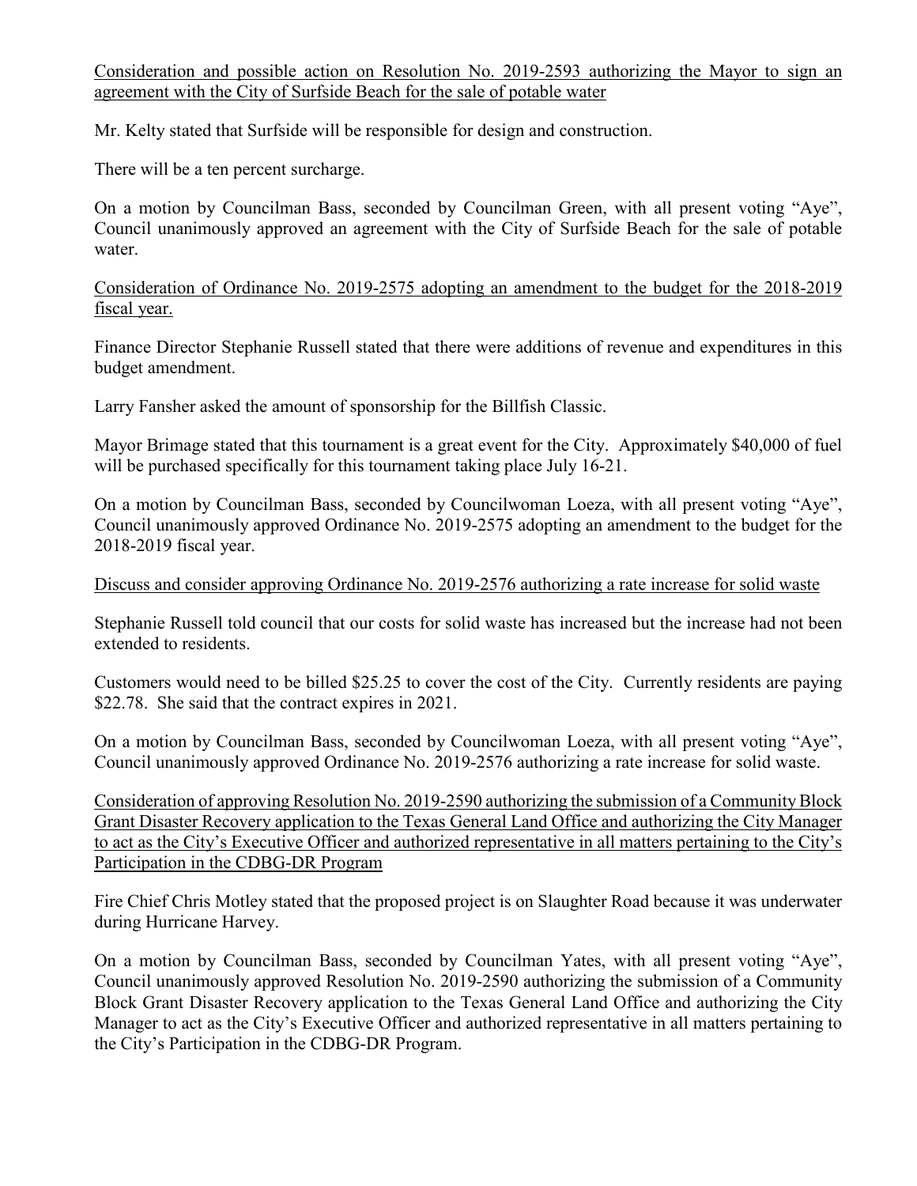Consideration and possible action on Resolution No. 2019-2593 authorizing the Mayor to sign an agreement with the City of Surfside Beach for the sale of potable water

Mr. Kelty stated that Surfside will be responsible for design and construction.

There will be a ten percent surcharge.

On a motion by Councilman Bass, seconded by Councilman Green, with all present voting "Aye", Council unanimously approved an agreement with the City of Surfside Beach for the sale of potable water.

Consideration of Ordinance No. 2019-2575 adopting an amendment to the budget for the 2018-2019 fiscal year.

Finance Director Stephanie Russell stated that there were additions of revenue and expenditures in this budget amendment.

Larry Fansher asked the amount of sponsorship for the Billfish Classic.

Mayor Brimage stated that this tournament is a great event for the City. Approximately $40,000 of fuel will be purchased specifically for this tournament taking place July 16-21.

On a motion by Councilman Bass, seconded by Councilwoman Loeza, with all present voting "Aye", Council unanimously approved Ordinance No. 2019-2575 adopting an amendment to the budget for the 2018-2019 fiscal year.

Discuss and consider approving Ordinance No. 2019-2576 authorizing a rate increase for solid waste

Stephanie Russell told council that our costs for solid waste has increased but the increase had not been extended to residents.

Customers would need to be billed $25.25 to cover the cost of the City. Currently residents are paying $22.78. She said that the contract expires in 2021.

On a motion by Councilman Bass, seconded by Councilwoman Loeza, with all present voting "Aye", Council unanimously approved Ordinance No. 2019-2576 authorizing a rate increase for solid waste.

Consideration of approving Resolution No. 2019-2590 authorizing the submission of a Community Block Grant Disaster Recovery application to the Texas General Land Office and authorizing the City Manager to act as the City's Executive Officer and authorized representative in all matters pertaining to the City's Participation in the CDBG-DR Program

Fire Chief Chris Motley stated that the proposed project is on Slaughter Road because it was underwater during Hurricane Harvey.

On a motion by Councilman Bass, seconded by Councilman Yates, with all present voting "Aye", Council unanimously approved Resolution No. 2019-2590 authorizing the submission of a Community Block Grant Disaster Recovery application to the Texas General Land Office and authorizing the City Manager to act as the City's Executive Officer and authorized representative in all matters pertaining to the City's Participation in the CDBG-DR Program.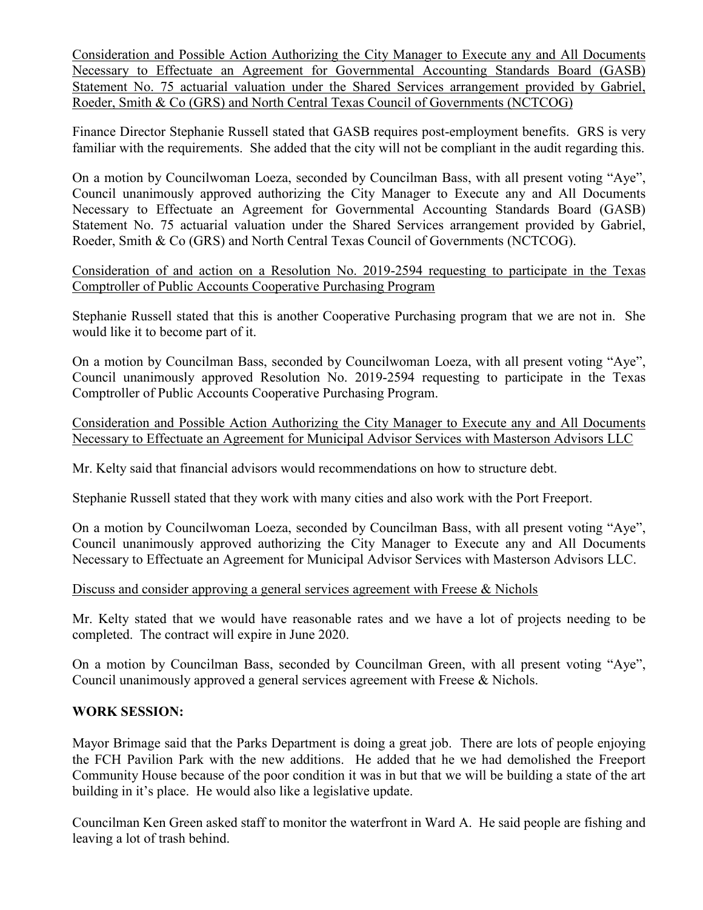Consideration and Possible Action Authorizing the City Manager to Execute any and All Documents Necessary to Effectuate an Agreement for Governmental Accounting Standards Board (GASB) Statement No. 75 actuarial valuation under the Shared Services arrangement provided by Gabriel, Roeder, Smith & Co (GRS) and North Central Texas Council of Governments (NCTCOG)

Finance Director Stephanie Russell stated that GASB requires post-employment benefits. GRS is very familiar with the requirements. She added that the city will not be compliant in the audit regarding this.

On a motion by Councilwoman Loeza, seconded by Councilman Bass, with all present voting "Aye", Council unanimously approved authorizing the City Manager to Execute any and All Documents Necessary to Effectuate an Agreement for Governmental Accounting Standards Board (GASB) Statement No. 75 actuarial valuation under the Shared Services arrangement provided by Gabriel, Roeder, Smith & Co (GRS) and North Central Texas Council of Governments (NCTCOG).

Consideration of and action on a Resolution No. 2019-2594 requesting to participate in the Texas Comptroller of Public Accounts Cooperative Purchasing Program

Stephanie Russell stated that this is another Cooperative Purchasing program that we are not in. She would like it to become part of it.

On a motion by Councilman Bass, seconded by Councilwoman Loeza, with all present voting "Aye", Council unanimously approved Resolution No. 2019-2594 requesting to participate in the Texas Comptroller of Public Accounts Cooperative Purchasing Program.

Consideration and Possible Action Authorizing the City Manager to Execute any and All Documents Necessary to Effectuate an Agreement for Municipal Advisor Services with Masterson Advisors LLC

Mr. Kelty said that financial advisors would recommendations on how to structure debt.

Stephanie Russell stated that they work with many cities and also work with the Port Freeport.

On a motion by Councilwoman Loeza, seconded by Councilman Bass, with all present voting "Aye", Council unanimously approved authorizing the City Manager to Execute any and All Documents Necessary to Effectuate an Agreement for Municipal Advisor Services with Masterson Advisors LLC.

Discuss and consider approving a general services agreement with Freese & Nichols

Mr. Kelty stated that we would have reasonable rates and we have a lot of projects needing to be completed. The contract will expire in June 2020.

On a motion by Councilman Bass, seconded by Councilman Green, with all present voting "Aye", Council unanimously approved a general services agreement with Freese & Nichols.

**WORK SESSION:**

Mayor Brimage said that the Parks Department is doing a great job. There are lots of people enjoying the FCH Pavilion Park with the new additions. He added that he we had demolished the Freeport Community House because of the poor condition it was in but that we will be building a state of the art building in it's place. He would also like a legislative update.

Councilman Ken Green asked staff to monitor the waterfront in Ward A. He said people are fishing and leaving a lot of trash behind.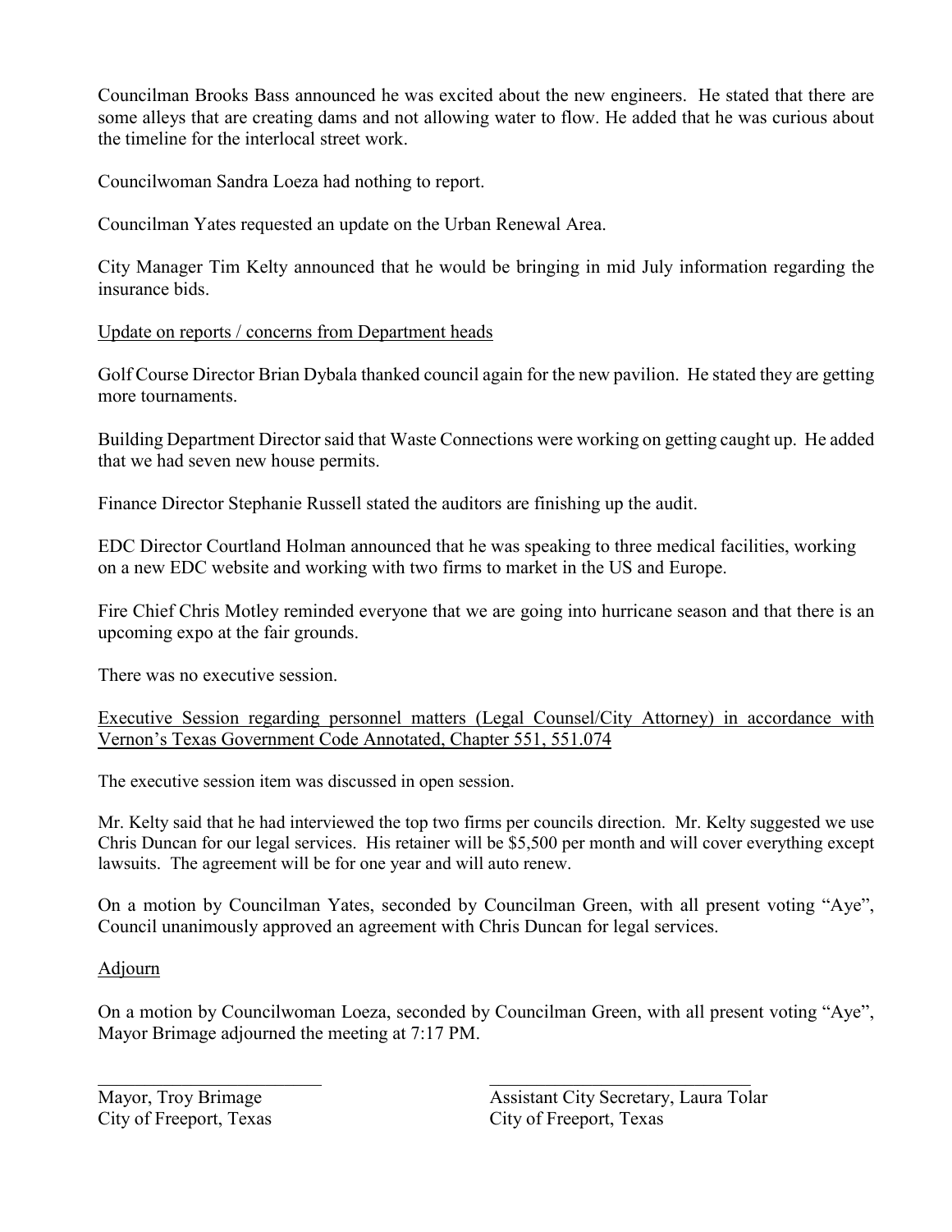Councilman Brooks Bass announced he was excited about the new engineers. He stated that there are some alleys that are creating dams and not allowing water to flow. He added that he was curious about the timeline for the interlocal street work.

Councilwoman Sandra Loeza had nothing to report.

Councilman Yates requested an update on the Urban Renewal Area.

City Manager Tim Kelty announced that he would be bringing in mid July information regarding the insurance bids.

<u>Update on reports / concerns from Department heads</u>

Golf Course Director Brian Dybala thanked council again for the new pavilion. He stated they are getting more tournaments.

Building Department Director said that Waste Connections were working on getting caught up. He added that we had seven new house permits.

Finance Director Stephanie Russell stated the auditors are finishing up the audit.

EDC Director Courtland Holman announced that he was speaking to three medical facilities, working on a new EDC website and working with two firms to market in the US and Europe.

Fire Chief Chris Motley reminded everyone that we are going into hurricane season and that there is an upcoming expo at the fair grounds.

There was no executive session.

<u>Executive Session regarding personnel matters (Legal Counsel/City Attorney) in accordance with Vernon's Texas Government Code Annotated, Chapter 551, 551.074</u>

The executive session item was discussed in open session.

Mr. Kelty said that he had interviewed the top two firms per councils direction. Mr. Kelty suggested we use Chris Duncan for our legal services. His retainer will be $5,500 per month and will cover everything except lawsuits. The agreement will be for one year and will auto renew.

On a motion by Councilman Yates, seconded by Councilman Green, with all present voting "Aye", Council unanimously approved an agreement with Chris Duncan for legal services.

<u>Adjourn</u>

On a motion by Councilwoman Loeza, seconded by Councilman Green, with all present voting "Aye", Mayor Brimage adjourned the meeting at 7:17 PM.

______________________
Mayor, Troy Brimage
City of Freeport, Texas

______________________________
Assistant City Secretary, Laura Tolar
City of Freeport, Texas